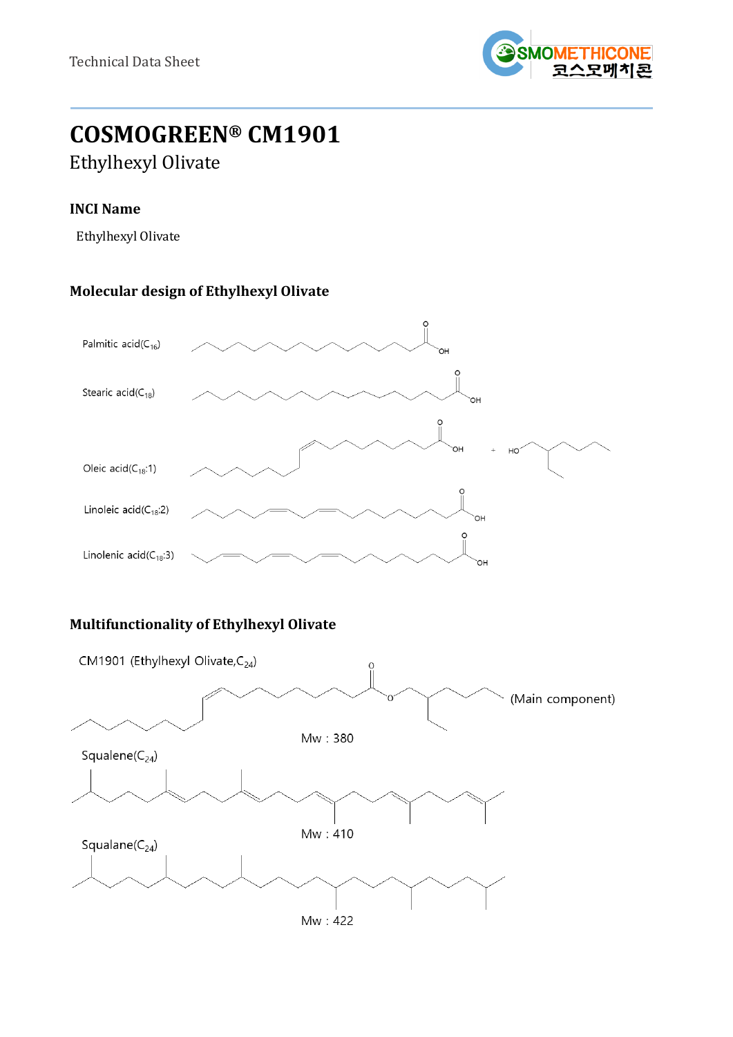# COSMOGREEN® CM1901

## Ethylhexyl Olivate

### INCI Name

Ethylhexyl Olivate

### Molecular design of Ethylhexyl Olivate

Palmitic acid($C_{16}$)

Stearic acid($C_{18}$)

Oleic acid($C_{18}$:1) + HO

Linoleic acid($C_{18}$:2)

Linolenic acid($C_{18}$:3)

### Multifunctionality of Ethylhexyl Olivate

CM1901 (Ethylhexyl Olivate,$C_{24}$) (Main component)

Mw : 380

Squalene($C_{24}$)

Mw : 410

Squalane($C_{24}$)

Mw : 422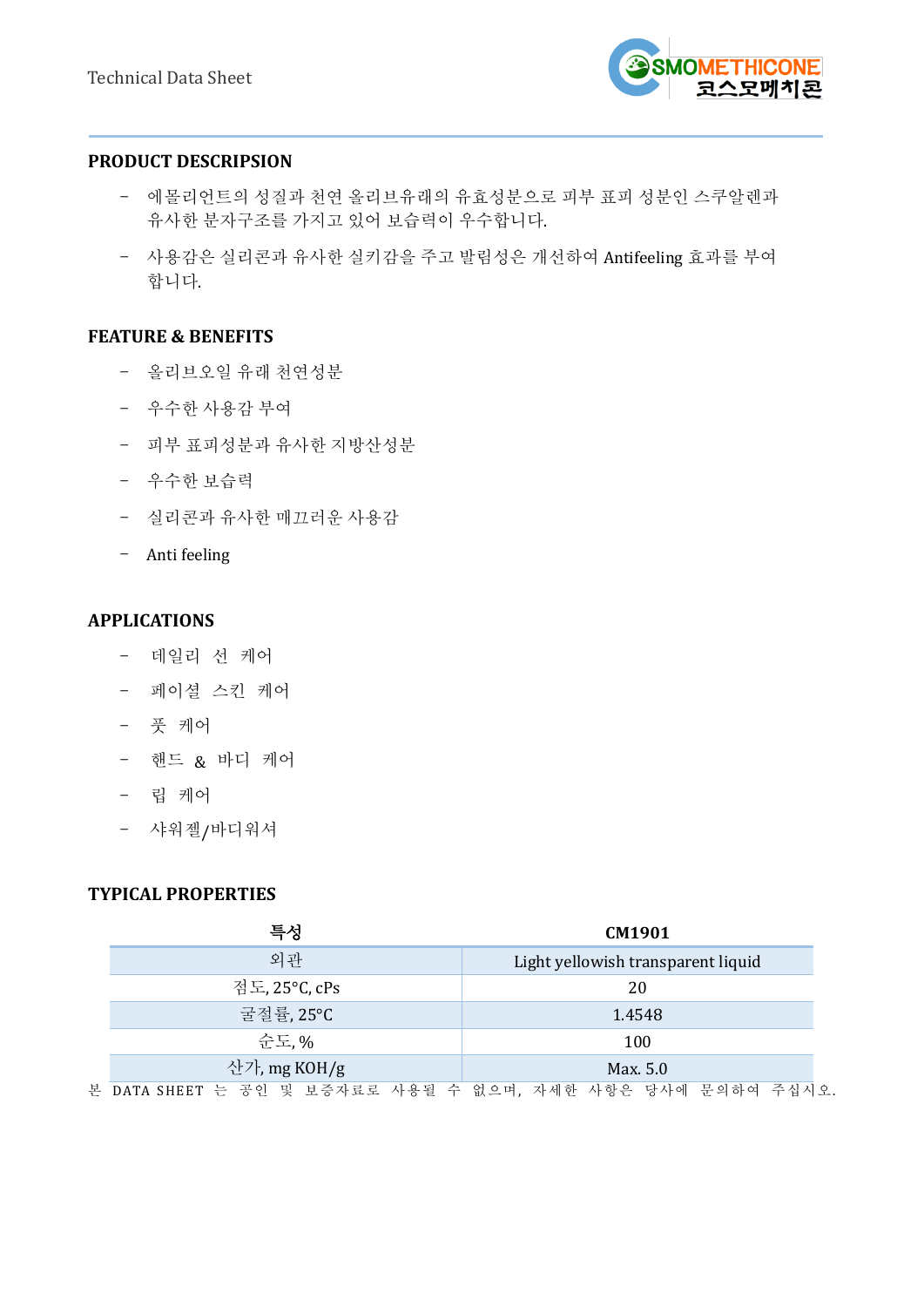## PRODUCT DESCRIPSION

- 에몰리언트의 성질과 천연 올리브유래의 유효성분으로 피부 표피 성분인 스쿠알렌과 유사한 분자구조를 가지고 있어 보습력이 우수합니다.
- 사용감은 실리콘과 유사한 실키감을 주고 발림성은 개선하여 Antifeeling 효과를 부여 합니다.

## FEATURE & BENEFITS

- 올리브오일 유래 천연성분
- 우수한 사용감 부여
- 피부 표피성분과 유사한 지방산성분
- 우수한 보습력
- 실리콘과 유사한 매끄러운 사용감
- Anti feeling

## APPLICATIONS

- 데일리 선 케어
- 페이셜 스킨 케어
- 풋 케어
- 핸드 & 바디 케어
- 립 케어
- 샤워젤/바디워셔

## TYPICAL PROPERTIES

| 특성 | CM1901 |
|---|---|
| 외관 | Light yellowish transparent liquid |
| 점도, 25°C, cPs | 20 |
| 굴절률, 25°C | 1.4548 |
| 순도, % | 100 |
| 산가, mg KOH/g | Max. 5.0 |

본 DATA SHEET 는 공인 및 보증자료로 사용될 수 없으며, 자세한 사항은 당사에 문의하여 주십시오.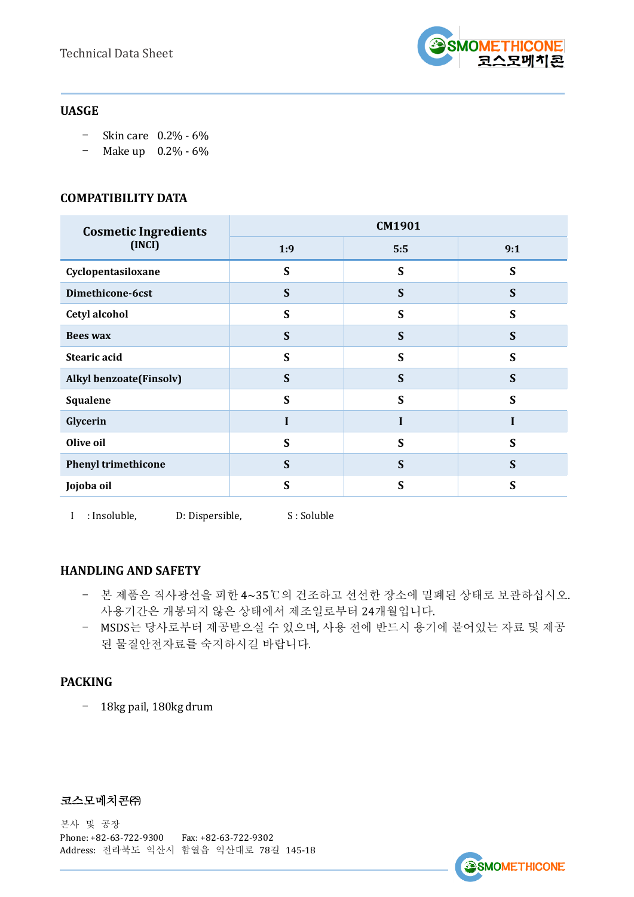## UASGE

- Skin care 0.2% - 6%
- Make up 0.2% - 6%

## COMPATIBILITY DATA

| Cosmetic Ingredients (INCI) | CM1901 | | |
|---|---|---|---|
| | 1:9 | 5:5 | 9:1 |
| Cyclopentasiloxane | S | S | S |
| Dimethicone-6cst | S | S | S |
| Cetyl alcohol | S | S | S |
| Bees wax | S | S | S |
| Stearic acid | S | S | S |
| Alkyl benzoate(Finsolv) | S | S | S |
| Squalene | S | S | S |
| Glycerin | I | I | I |
| Olive oil | S | S | S |
| Phenyl trimethicone | S | S | S |
| Jojoba oil | S | S | S |

I : Insoluble, D: Dispersible, S : Soluble

## HANDLING AND SAFETY

- 본 제품은 직사광선을 피한 4~35℃의 건조하고 선선한 장소에 밀폐된 상태로 보관하십시오. 사용기간은 개봉되지 않은 상태에서 제조일로부터 24개월입니다.
- MSDS는 당사로부터 제공받으실 수 있으며, 사용 전에 반드시 용기에 붙어있는 자료 및 제공된 물질안전자료를 숙지하시길 바랍니다.

## PACKING

- 18kg pail, 180kg drum

**코스모메치콘㈜**

본사 및 공장
Phone: +82-63-722-9300 Fax: +82-63-722-9302
Address: 전라북도 익산시 함열읍 익산대로 78길 145-18